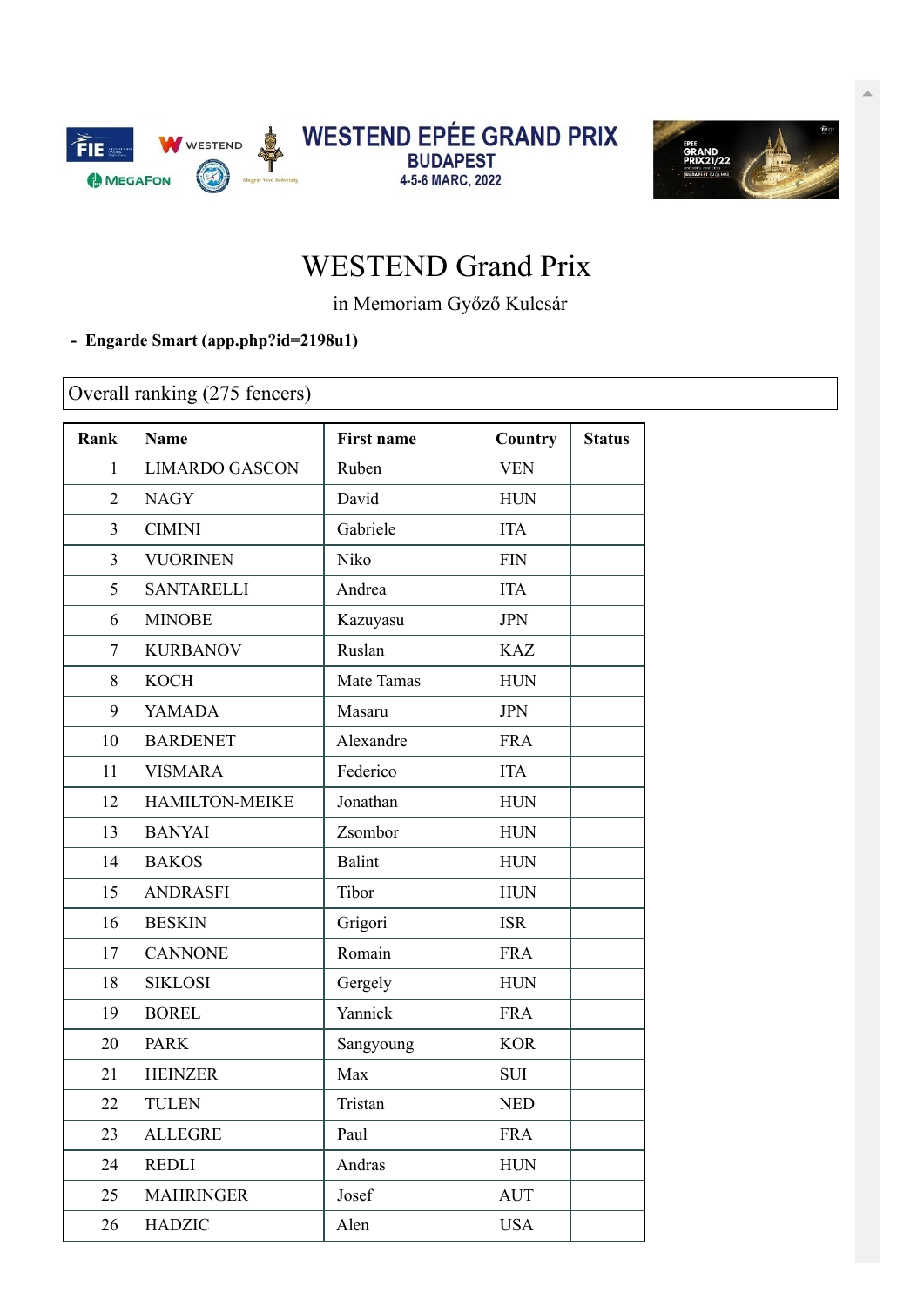WESTEND EPÉE GRAND PRIX
BUDAPEST
4-5-6 MARC, 2022

# WESTEND Grand Prix

in Memoriam Győző Kulcsár

- **Engarde Smart (app.php?id=2198u1)**

Overall ranking (275 fencers)

| Rank | Name | First name | Country | Status |
|---|---|---|---|---|
| 1 | LIMARDO GASCON | Ruben | VEN | |
| 2 | NAGY | David | HUN | |
| 3 | CIMINI | Gabriele | ITA | |
| 3 | VUORINEN | Niko | FIN | |
| 5 | SANTARELLI | Andrea | ITA | |
| 6 | MINOBE | Kazuyasu | JPN | |
| 7 | KURBANOV | Ruslan | KAZ | |
| 8 | KOCH | Mate Tamas | HUN | |
| 9 | YAMADA | Masaru | JPN | |
| 10 | BARDENET | Alexandre | FRA | |
| 11 | VISMARA | Federico | ITA | |
| 12 | HAMILTON-MEIKE | Jonathan | HUN | |
| 13 | BANYAI | Zsombor | HUN | |
| 14 | BAKOS | Balint | HUN | |
| 15 | ANDRASFI | Tibor | HUN | |
| 16 | BESKIN | Grigori | ISR | |
| 17 | CANNONE | Romain | FRA | |
| 18 | SIKLOSI | Gergely | HUN | |
| 19 | BOREL | Yannick | FRA | |
| 20 | PARK | Sangyoung | KOR | |
| 21 | HEINZER | Max | SUI | |
| 22 | TULEN | Tristan | NED | |
| 23 | ALLEGRE | Paul | FRA | |
| 24 | REDLI | Andras | HUN | |
| 25 | MAHRINGER | Josef | AUT | |
| 26 | HADZIC | Alen | USA | |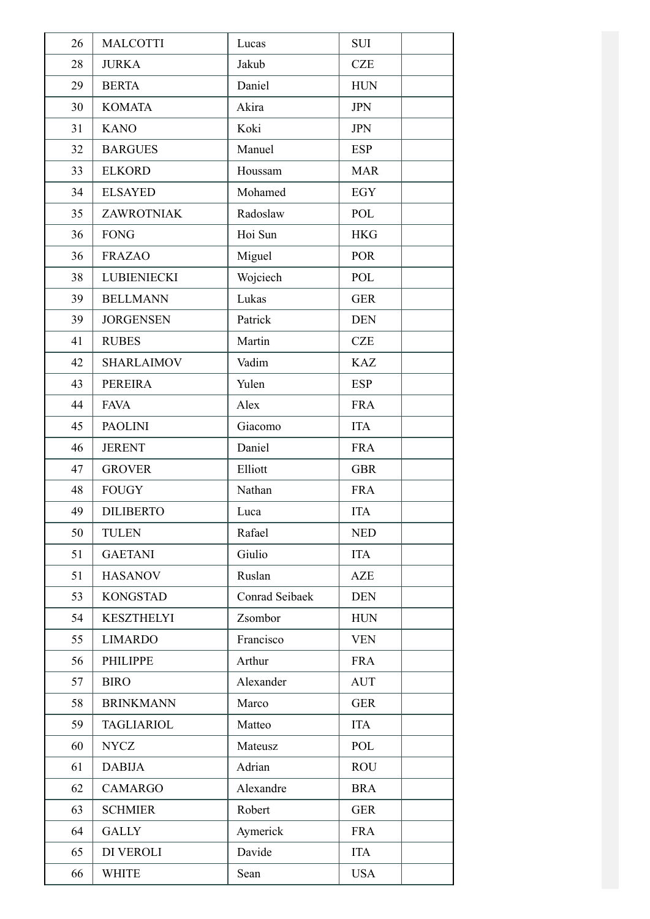| | | | | |
|---|---|---|---|---|
| 26 | MALCOTTI | Lucas | SUI | |
| 28 | JURKA | Jakub | CZE | |
| 29 | BERTA | Daniel | HUN | |
| 30 | KOMATA | Akira | JPN | |
| 31 | KANO | Koki | JPN | |
| 32 | BARGUES | Manuel | ESP | |
| 33 | ELKORD | Houssam | MAR | |
| 34 | ELSAYED | Mohamed | EGY | |
| 35 | ZAWROTNIAK | Radoslaw | POL | |
| 36 | FONG | Hoi Sun | HKG | |
| 36 | FRAZAO | Miguel | POR | |
| 38 | LUBIENIECKI | Wojciech | POL | |
| 39 | BELLMANN | Lukas | GER | |
| 39 | JORGENSEN | Patrick | DEN | |
| 41 | RUBES | Martin | CZE | |
| 42 | SHARLAIMOV | Vadim | KAZ | |
| 43 | PEREIRA | Yulen | ESP | |
| 44 | FAVA | Alex | FRA | |
| 45 | PAOLINI | Giacomo | ITA | |
| 46 | JERENT | Daniel | FRA | |
| 47 | GROVER | Elliott | GBR | |
| 48 | FOUGY | Nathan | FRA | |
| 49 | DILIBERTO | Luca | ITA | |
| 50 | TULEN | Rafael | NED | |
| 51 | GAETANI | Giulio | ITA | |
| 51 | HASANOV | Ruslan | AZE | |
| 53 | KONGSTAD | Conrad Seibaek | DEN | |
| 54 | KESZTHELYI | Zsombor | HUN | |
| 55 | LIMARDO | Francisco | VEN | |
| 56 | PHILIPPE | Arthur | FRA | |
| 57 | BIRO | Alexander | AUT | |
| 58 | BRINKMANN | Marco | GER | |
| 59 | TAGLIARIOL | Matteo | ITA | |
| 60 | NYCZ | Mateusz | POL | |
| 61 | DABIJA | Adrian | ROU | |
| 62 | CAMARGO | Alexandre | BRA | |
| 63 | SCHMIER | Robert | GER | |
| 64 | GALLY | Aymerick | FRA | |
| 65 | DI VEROLI | Davide | ITA | |
| 66 | WHITE | Sean | USA | |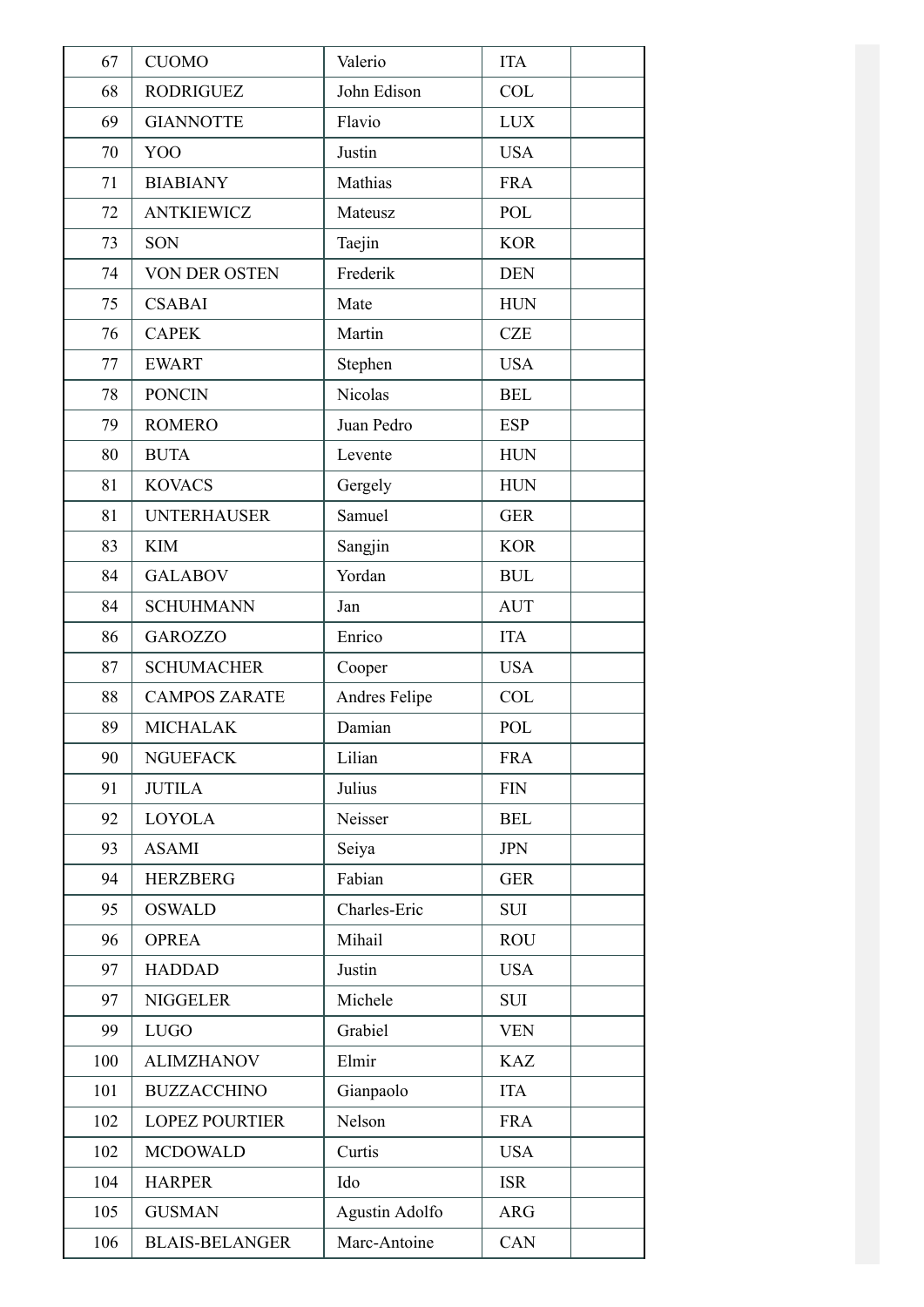| | | | | |
|---|---|---|---|---|
| 67 | CUOMO | Valerio | ITA | |
| 68 | RODRIGUEZ | John Edison | COL | |
| 69 | GIANNOTTE | Flavio | LUX | |
| 70 | YOO | Justin | USA | |
| 71 | BIABIANY | Mathias | FRA | |
| 72 | ANTKIEWICZ | Mateusz | POL | |
| 73 | SON | Taejin | KOR | |
| 74 | VON DER OSTEN | Frederik | DEN | |
| 75 | CSABAI | Mate | HUN | |
| 76 | CAPEK | Martin | CZE | |
| 77 | EWART | Stephen | USA | |
| 78 | PONCIN | Nicolas | BEL | |
| 79 | ROMERO | Juan Pedro | ESP | |
| 80 | BUTA | Levente | HUN | |
| 81 | KOVACS | Gergely | HUN | |
| 81 | UNTERHAUSER | Samuel | GER | |
| 83 | KIM | Sangjin | KOR | |
| 84 | GALABOV | Yordan | BUL | |
| 84 | SCHUHMANN | Jan | AUT | |
| 86 | GAROZZO | Enrico | ITA | |
| 87 | SCHUMACHER | Cooper | USA | |
| 88 | CAMPOS ZARATE | Andres Felipe | COL | |
| 89 | MICHALAK | Damian | POL | |
| 90 | NGUEFACK | Lilian | FRA | |
| 91 | JUTILA | Julius | FIN | |
| 92 | LOYOLA | Neisser | BEL | |
| 93 | ASAMI | Seiya | JPN | |
| 94 | HERZBERG | Fabian | GER | |
| 95 | OSWALD | Charles-Eric | SUI | |
| 96 | OPREA | Mihail | ROU | |
| 97 | HADDAD | Justin | USA | |
| 97 | NIGGELER | Michele | SUI | |
| 99 | LUGO | Grabiel | VEN | |
| 100 | ALIMZHANOV | Elmir | KAZ | |
| 101 | BUZZACCHINO | Gianpaolo | ITA | |
| 102 | LOPEZ POURTIER | Nelson | FRA | |
| 102 | MCDOWALD | Curtis | USA | |
| 104 | HARPER | Ido | ISR | |
| 105 | GUSMAN | Agustin Adolfo | ARG | |
| 106 | BLAIS-BELANGER | Marc-Antoine | CAN | |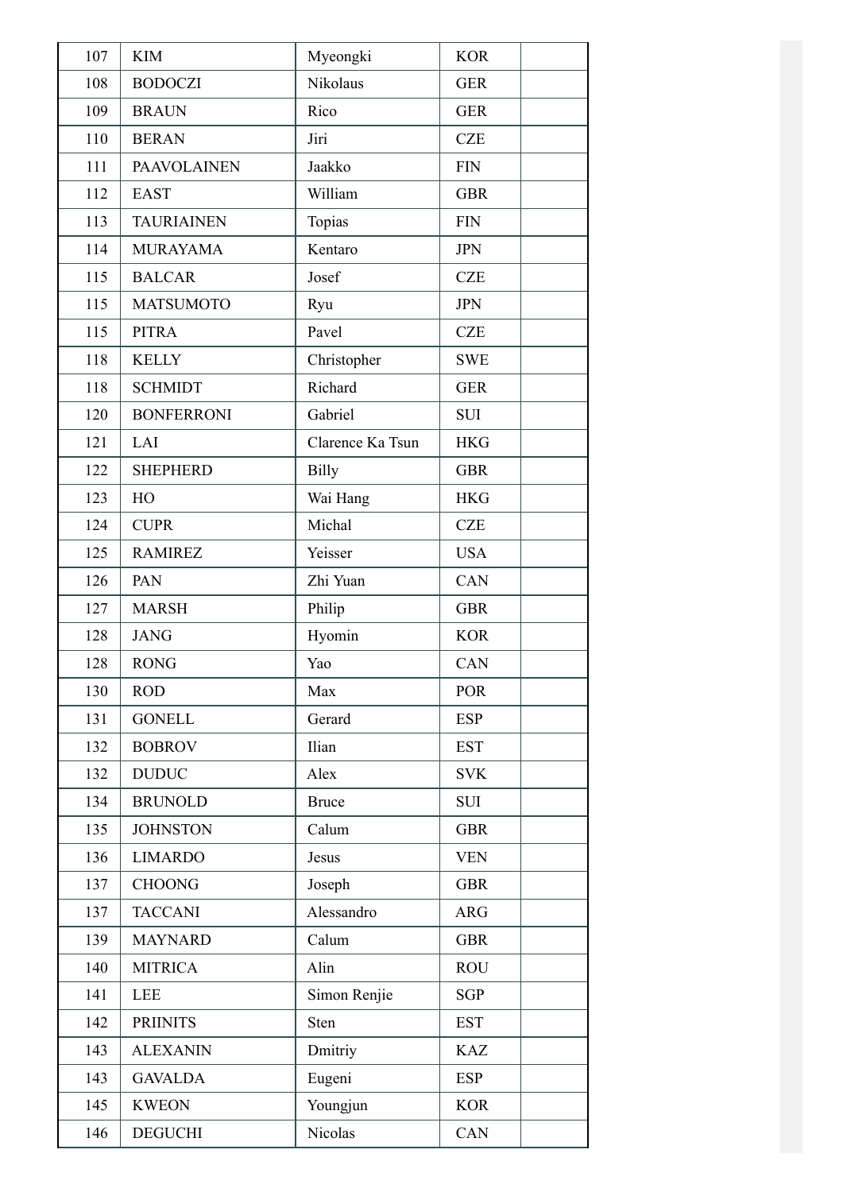| 107 | KIM | Myeongki | KOR | |
|---|---|---|---|---|
| 108 | BODOCZI | Nikolaus | GER | |
| 109 | BRAUN | Rico | GER | |
| 110 | BERAN | Jiri | CZE | |
| 111 | PAAVOLAINEN | Jaakko | FIN | |
| 112 | EAST | William | GBR | |
| 113 | TAURIAINEN | Topias | FIN | |
| 114 | MURAYAMA | Kentaro | JPN | |
| 115 | BALCAR | Josef | CZE | |
| 115 | MATSUMOTO | Ryu | JPN | |
| 115 | PITRA | Pavel | CZE | |
| 118 | KELLY | Christopher | SWE | |
| 118 | SCHMIDT | Richard | GER | |
| 120 | BONFERRONI | Gabriel | SUI | |
| 121 | LAI | Clarence Ka Tsun | HKG | |
| 122 | SHEPHERD | Billy | GBR | |
| 123 | HO | Wai Hang | HKG | |
| 124 | CUPR | Michal | CZE | |
| 125 | RAMIREZ | Yeisser | USA | |
| 126 | PAN | Zhi Yuan | CAN | |
| 127 | MARSH | Philip | GBR | |
| 128 | JANG | Hyomin | KOR | |
| 128 | RONG | Yao | CAN | |
| 130 | ROD | Max | POR | |
| 131 | GONELL | Gerard | ESP | |
| 132 | BOBROV | Ilian | EST | |
| 132 | DUDUC | Alex | SVK | |
| 134 | BRUNOLD | Bruce | SUI | |
| 135 | JOHNSTON | Calum | GBR | |
| 136 | LIMARDO | Jesus | VEN | |
| 137 | CHOONG | Joseph | GBR | |
| 137 | TACCANI | Alessandro | ARG | |
| 139 | MAYNARD | Calum | GBR | |
| 140 | MITRICA | Alin | ROU | |
| 141 | LEE | Simon Renjie | SGP | |
| 142 | PRIINITS | Sten | EST | |
| 143 | ALEXANIN | Dmitriy | KAZ | |
| 143 | GAVALDA | Eugeni | ESP | |
| 145 | KWEON | Youngjun | KOR | |
| 146 | DEGUCHI | Nicolas | CAN | |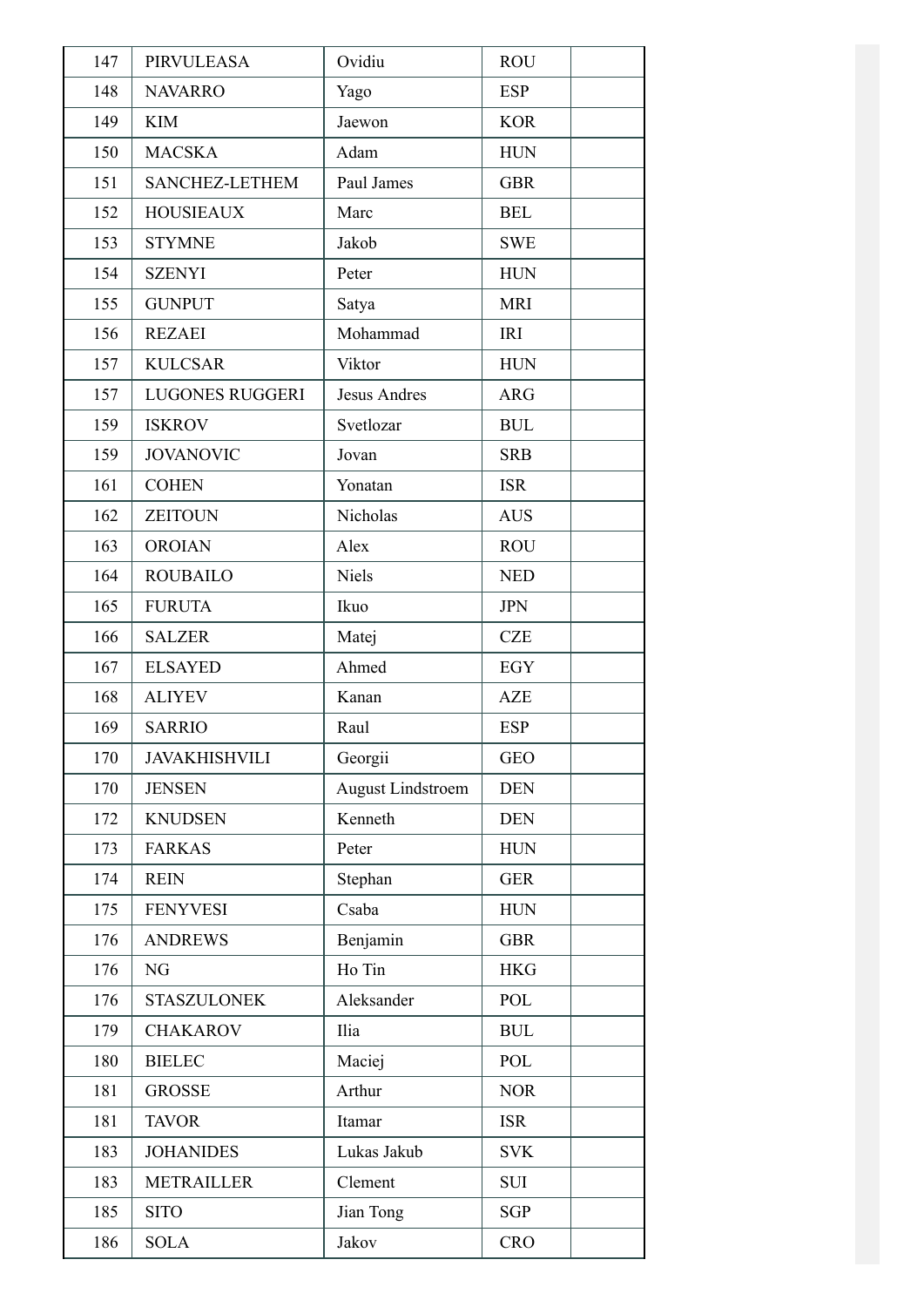| 147 | PIRVULEASA | Ovidiu | ROU | |
|---|---|---|---|---|
| 148 | NAVARRO | Yago | ESP | |
| 149 | KIM | Jaewon | KOR | |
| 150 | MACSKA | Adam | HUN | |
| 151 | SANCHEZ-LETHEM | Paul James | GBR | |
| 152 | HOUSIEAUX | Marc | BEL | |
| 153 | STYMNE | Jakob | SWE | |
| 154 | SZENYI | Peter | HUN | |
| 155 | GUNPUT | Satya | MRI | |
| 156 | REZAEI | Mohammad | IRI | |
| 157 | KULCSAR | Viktor | HUN | |
| 157 | LUGONES RUGGERI | Jesus Andres | ARG | |
| 159 | ISKROV | Svetlozar | BUL | |
| 159 | JOVANOVIC | Jovan | SRB | |
| 161 | COHEN | Yonatan | ISR | |
| 162 | ZEITOUN | Nicholas | AUS | |
| 163 | OROIAN | Alex | ROU | |
| 164 | ROUBAILO | Niels | NED | |
| 165 | FURUTA | Ikuo | JPN | |
| 166 | SALZER | Matej | CZE | |
| 167 | ELSAYED | Ahmed | EGY | |
| 168 | ALIYEV | Kanan | AZE | |
| 169 | SARRIO | Raul | ESP | |
| 170 | JAVAKHISHVILI | Georgii | GEO | |
| 170 | JENSEN | August Lindstroem | DEN | |
| 172 | KNUDSEN | Kenneth | DEN | |
| 173 | FARKAS | Peter | HUN | |
| 174 | REIN | Stephan | GER | |
| 175 | FENYVESI | Csaba | HUN | |
| 176 | ANDREWS | Benjamin | GBR | |
| 176 | NG | Ho Tin | HKG | |
| 176 | STASZULONEK | Aleksander | POL | |
| 179 | CHAKAROV | Ilia | BUL | |
| 180 | BIELEC | Maciej | POL | |
| 181 | GROSSE | Arthur | NOR | |
| 181 | TAVOR | Itamar | ISR | |
| 183 | JOHANIDES | Lukas Jakub | SVK | |
| 183 | METRAILLER | Clement | SUI | |
| 185 | SITO | Jian Tong | SGP | |
| 186 | SOLA | Jakov | CRO | |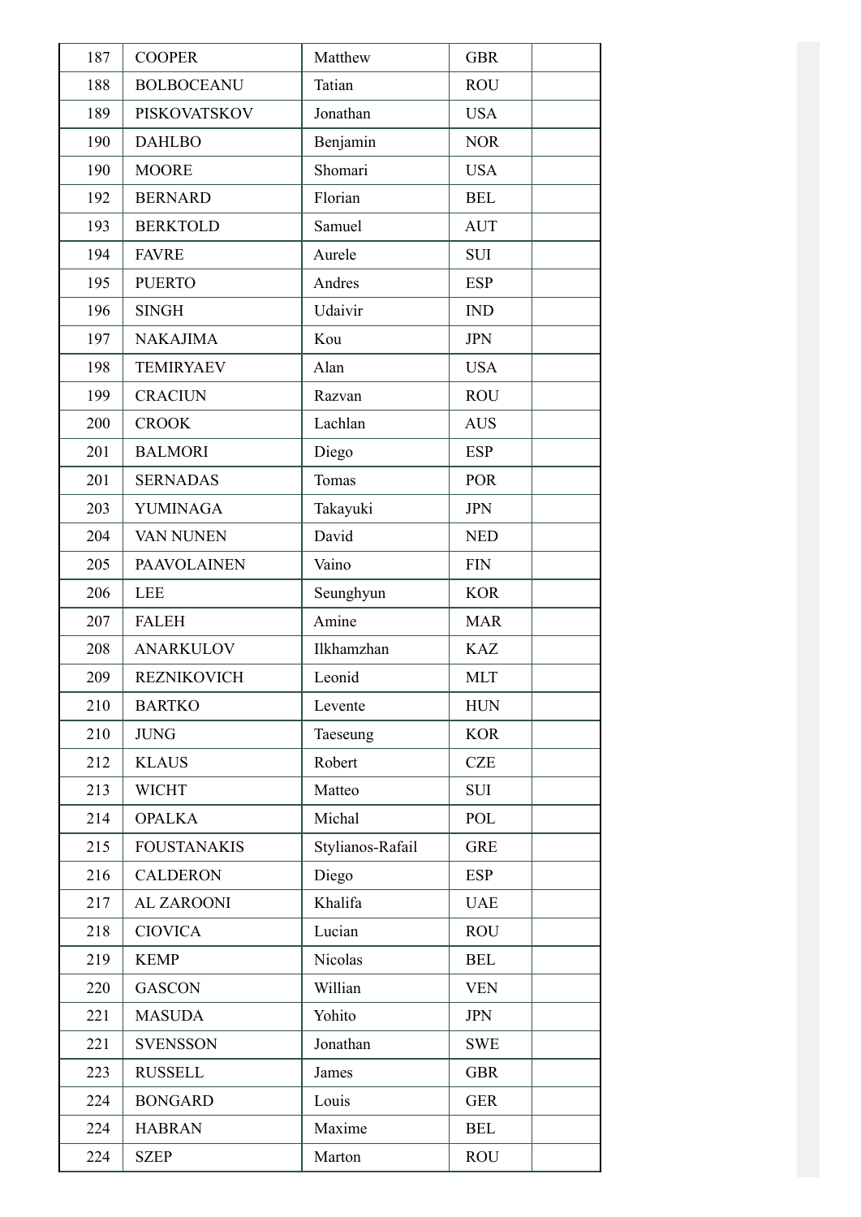| | | | | |
|---|---|---|---|---|
| 187 | COOPER | Matthew | GBR | |
| 188 | BOLBOCEANU | Tatian | ROU | |
| 189 | PISKOVATSKOV | Jonathan | USA | |
| 190 | DAHLBO | Benjamin | NOR | |
| 190 | MOORE | Shomari | USA | |
| 192 | BERNARD | Florian | BEL | |
| 193 | BERKTOLD | Samuel | AUT | |
| 194 | FAVRE | Aurele | SUI | |
| 195 | PUERTO | Andres | ESP | |
| 196 | SINGH | Udaivir | IND | |
| 197 | NAKAJIMA | Kou | JPN | |
| 198 | TEMIRYAEV | Alan | USA | |
| 199 | CRACIUN | Razvan | ROU | |
| 200 | CROOK | Lachlan | AUS | |
| 201 | BALMORI | Diego | ESP | |
| 201 | SERNADAS | Tomas | POR | |
| 203 | YUMINAGA | Takayuki | JPN | |
| 204 | VAN NUNEN | David | NED | |
| 205 | PAAVOLAINEN | Vaino | FIN | |
| 206 | LEE | Seunghyun | KOR | |
| 207 | FALEH | Amine | MAR | |
| 208 | ANARKULOV | Ilkhamzhan | KAZ | |
| 209 | REZNIKOVICH | Leonid | MLT | |
| 210 | BARTKO | Levente | HUN | |
| 210 | JUNG | Taeseung | KOR | |
| 212 | KLAUS | Robert | CZE | |
| 213 | WICHT | Matteo | SUI | |
| 214 | OPALKA | Michal | POL | |
| 215 | FOUSTANAKIS | Stylianos-Rafail | GRE | |
| 216 | CALDERON | Diego | ESP | |
| 217 | AL ZAROONI | Khalifa | UAE | |
| 218 | CIOVICA | Lucian | ROU | |
| 219 | KEMP | Nicolas | BEL | |
| 220 | GASCON | Willian | VEN | |
| 221 | MASUDA | Yohito | JPN | |
| 221 | SVENSSON | Jonathan | SWE | |
| 223 | RUSSELL | James | GBR | |
| 224 | BONGARD | Louis | GER | |
| 224 | HABRAN | Maxime | BEL | |
| 224 | SZEP | Marton | ROU | |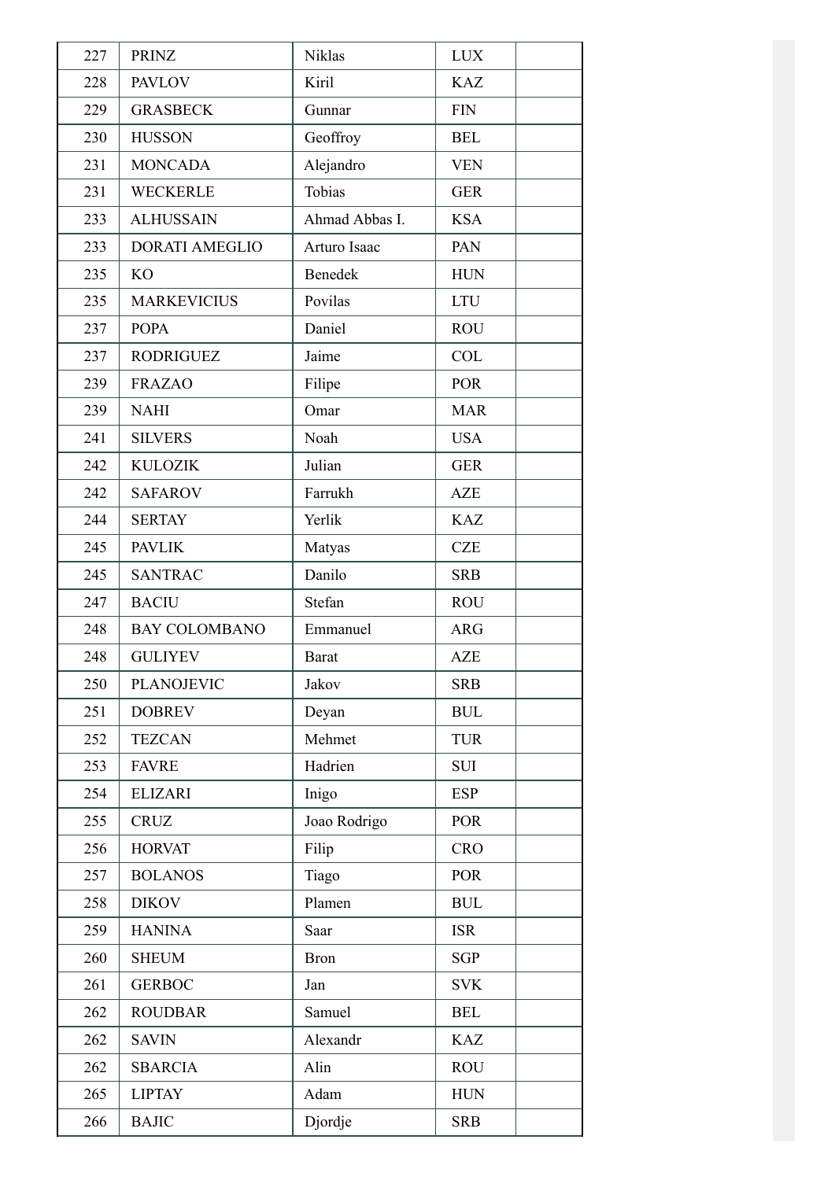| | | | | |
|---|---|---|---|---|
| 227 | PRINZ | Niklas | LUX | |
| 228 | PAVLOV | Kiril | KAZ | |
| 229 | GRASBECK | Gunnar | FIN | |
| 230 | HUSSON | Geoffroy | BEL | |
| 231 | MONCADA | Alejandro | VEN | |
| 231 | WECKERLE | Tobias | GER | |
| 233 | ALHUSSAIN | Ahmad Abbas I. | KSA | |
| 233 | DORATI AMEGLIO | Arturo Isaac | PAN | |
| 235 | KO | Benedek | HUN | |
| 235 | MARKEVICIUS | Povilas | LTU | |
| 237 | POPA | Daniel | ROU | |
| 237 | RODRIGUEZ | Jaime | COL | |
| 239 | FRAZAO | Filipe | POR | |
| 239 | NAHI | Omar | MAR | |
| 241 | SILVERS | Noah | USA | |
| 242 | KULOZIK | Julian | GER | |
| 242 | SAFAROV | Farrukh | AZE | |
| 244 | SERTAY | Yerlik | KAZ | |
| 245 | PAVLIK | Matyas | CZE | |
| 245 | SANTRAC | Danilo | SRB | |
| 247 | BACIU | Stefan | ROU | |
| 248 | BAY COLOMBANO | Emmanuel | ARG | |
| 248 | GULIYEV | Barat | AZE | |
| 250 | PLANOJEVIC | Jakov | SRB | |
| 251 | DOBREV | Deyan | BUL | |
| 252 | TEZCAN | Mehmet | TUR | |
| 253 | FAVRE | Hadrien | SUI | |
| 254 | ELIZARI | Inigo | ESP | |
| 255 | CRUZ | Joao Rodrigo | POR | |
| 256 | HORVAT | Filip | CRO | |
| 257 | BOLANOS | Tiago | POR | |
| 258 | DIKOV | Plamen | BUL | |
| 259 | HANINA | Saar | ISR | |
| 260 | SHEUM | Bron | SGP | |
| 261 | GERBOC | Jan | SVK | |
| 262 | ROUDBAR | Samuel | BEL | |
| 262 | SAVIN | Alexandr | KAZ | |
| 262 | SBARCIA | Alin | ROU | |
| 265 | LIPTAY | Adam | HUN | |
| 266 | BAJIC | Djordje | SRB | |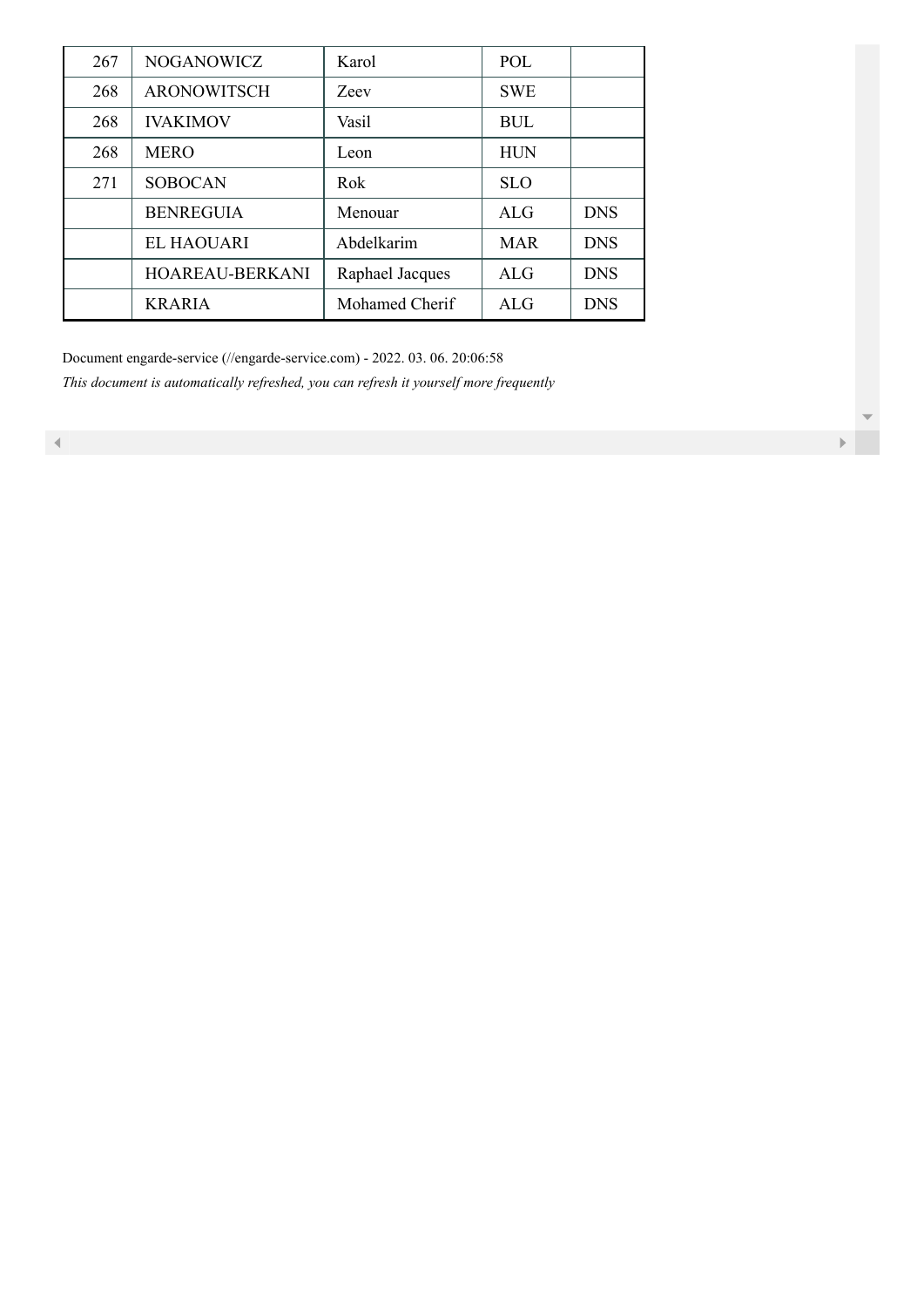| | | | | |
|---|---|---|---|---|
| 267 | NOGANOWICZ | Karol | POL | |
| 268 | ARONOWITSCH | Zeev | SWE | |
| 268 | IVAKIMOV | Vasil | BUL | |
| 268 | MERO | Leon | HUN | |
| 271 | SOBOCAN | Rok | SLO | |
| | BENREGUIA | Menouar | ALG | DNS |
| | EL HAOUARI | Abdelkarim | MAR | DNS |
| | HOAREAU-BERKANI | Raphael Jacques | ALG | DNS |
| | KRARIA | Mohamed Cherif | ALG | DNS |

Document engarde-service (//engarde-service.com) - 2022. 03. 06. 20:06:58

*This document is automatically refreshed, you can refresh it yourself more frequently*